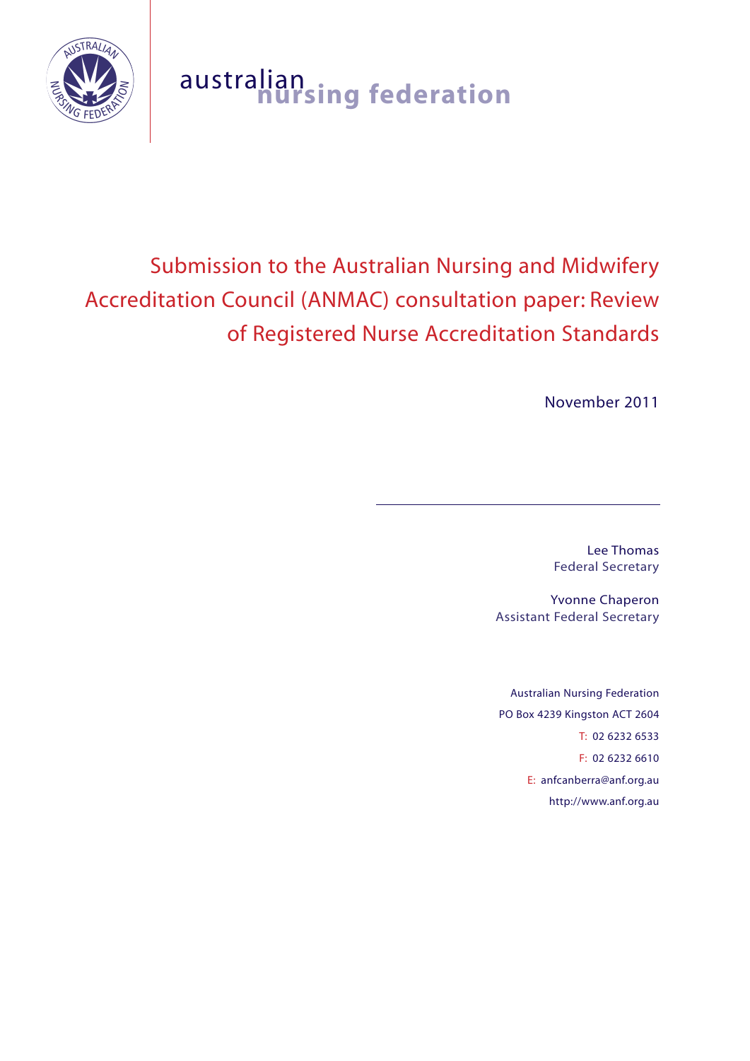australian nursing federation

# Submission to the Australian Nursing and Midwifery Accreditation Council (ANMAC) consultation paper: Review of Registered Nurse Accreditation Standards

November 2011

Lee Thomas
Federal Secretary

Yvonne Chaperon
Assistant Federal Secretary

Australian Nursing Federation
PO Box 4239 Kingston ACT 2604
T: 02 6232 6533
F: 02 6232 6610
E: anfcanberra@anf.org.au
http://www.anf.org.au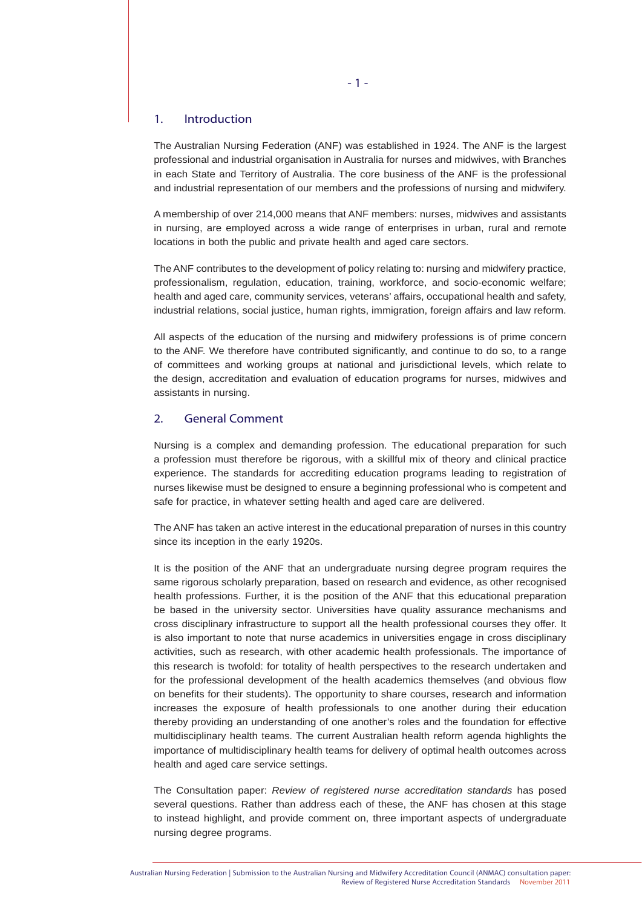## 1. Introduction

The Australian Nursing Federation (ANF) was established in 1924. The ANF is the largest professional and industrial organisation in Australia for nurses and midwives, with Branches in each State and Territory of Australia. The core business of the ANF is the professional and industrial representation of our members and the professions of nursing and midwifery.

A membership of over 214,000 means that ANF members: nurses, midwives and assistants in nursing, are employed across a wide range of enterprises in urban, rural and remote locations in both the public and private health and aged care sectors.

The ANF contributes to the development of policy relating to: nursing and midwifery practice, professionalism, regulation, education, training, workforce, and socio-economic welfare; health and aged care, community services, veterans' affairs, occupational health and safety, industrial relations, social justice, human rights, immigration, foreign affairs and law reform.

All aspects of the education of the nursing and midwifery professions is of prime concern to the ANF. We therefore have contributed significantly, and continue to do so, to a range of committees and working groups at national and jurisdictional levels, which relate to the design, accreditation and evaluation of education programs for nurses, midwives and assistants in nursing.

## 2. General Comment

Nursing is a complex and demanding profession. The educational preparation for such a profession must therefore be rigorous, with a skillful mix of theory and clinical practice experience. The standards for accrediting education programs leading to registration of nurses likewise must be designed to ensure a beginning professional who is competent and safe for practice, in whatever setting health and aged care are delivered.

The ANF has taken an active interest in the educational preparation of nurses in this country since its inception in the early 1920s.

It is the position of the ANF that an undergraduate nursing degree program requires the same rigorous scholarly preparation, based on research and evidence, as other recognised health professions. Further, it is the position of the ANF that this educational preparation be based in the university sector. Universities have quality assurance mechanisms and cross disciplinary infrastructure to support all the health professional courses they offer. It is also important to note that nurse academics in universities engage in cross disciplinary activities, such as research, with other academic health professionals. The importance of this research is twofold: for totality of health perspectives to the research undertaken and for the professional development of the health academics themselves (and obvious flow on benefits for their students). The opportunity to share courses, research and information increases the exposure of health professionals to one another during their education thereby providing an understanding of one another's roles and the foundation for effective multidisciplinary health teams. The current Australian health reform agenda highlights the importance of multidisciplinary health teams for delivery of optimal health outcomes across health and aged care service settings.

The Consultation paper: *Review of registered nurse accreditation standards* has posed several questions. Rather than address each of these, the ANF has chosen at this stage to instead highlight, and provide comment on, three important aspects of undergraduate nursing degree programs.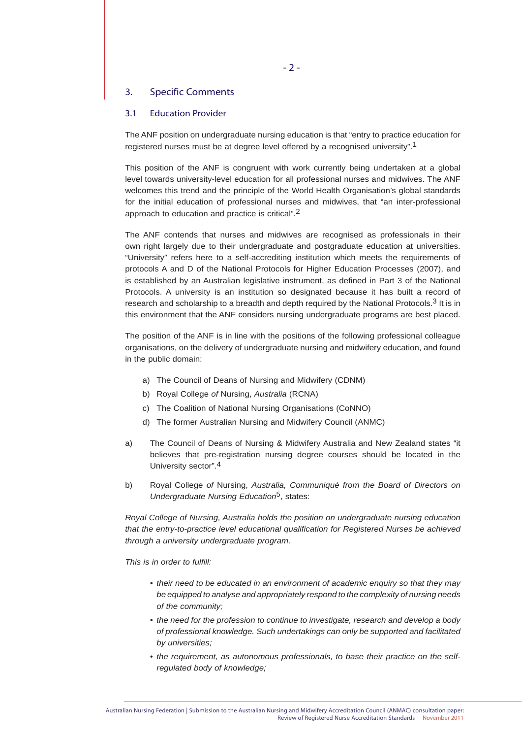## 3. Specific Comments

### 3.1 Education Provider

The ANF position on undergraduate nursing education is that "entry to practice education for registered nurses must be at degree level offered by a recognised university".[1]

This position of the ANF is congruent with work currently being undertaken at a global level towards university-level education for all professional nurses and midwives. The ANF welcomes this trend and the principle of the World Health Organisation's global standards for the initial education of professional nurses and midwives, that "an inter-professional approach to education and practice is critical".[2]

The ANF contends that nurses and midwives are recognised as professionals in their own right largely due to their undergraduate and postgraduate education at universities. "University" refers here to a self-accrediting institution which meets the requirements of protocols A and D of the National Protocols for Higher Education Processes (2007), and is established by an Australian legislative instrument, as defined in Part 3 of the National Protocols. A university is an institution so designated because it has built a record of research and scholarship to a breadth and depth required by the National Protocols.[3] It is in this environment that the ANF considers nursing undergraduate programs are best placed.

The position of the ANF is in line with the positions of the following professional colleague organisations, on the delivery of undergraduate nursing and midwifery education, and found in the public domain:

a) The Council of Deans of Nursing and Midwifery (CDNM)
b) Royal College *of* Nursing, *Australia* (RCNA)
c) The Coalition of National Nursing Organisations (CoNNO)
d) The former Australian Nursing and Midwifery Council (ANMC)

a) The Council of Deans of Nursing & Midwifery Australia and New Zealand states "it believes that pre-registration nursing degree courses should be located in the University sector".[4]

b) Royal College *of* Nursing, *Australia, Communiqué from the Board of Directors on Undergraduate Nursing Education*[5], states:

*Royal College of Nursing, Australia holds the position on undergraduate nursing education that the entry-to-practice level educational qualification for Registered Nurses be achieved through a university undergraduate program.*

*This is in order to fulfill:*

- *their need to be educated in an environment of academic enquiry so that they may be equipped to analyse and appropriately respond to the complexity of nursing needs of the community;*
- *the need for the profession to continue to investigate, research and develop a body of professional knowledge. Such undertakings can only be supported and facilitated by universities;*
- *the requirement, as autonomous professionals, to base their practice on the self-regulated body of knowledge;*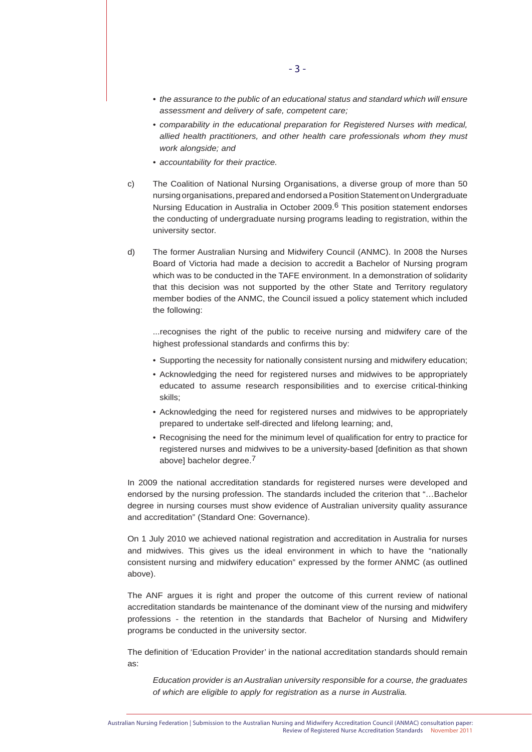- *the assurance to the public of an educational status and standard which will ensure assessment and delivery of safe, competent care;*
- *comparability in the educational preparation for Registered Nurses with medical, allied health practitioners, and other health care professionals whom they must work alongside; and*
- *accountability for their practice.*

c) The Coalition of National Nursing Organisations, a diverse group of more than 50 nursing organisations, prepared and endorsed a Position Statement on Undergraduate Nursing Education in Australia in October 2009.[6] This position statement endorses the conducting of undergraduate nursing programs leading to registration, within the university sector.

d) The former Australian Nursing and Midwifery Council (ANMC). In 2008 the Nurses Board of Victoria had made a decision to accredit a Bachelor of Nursing program which was to be conducted in the TAFE environment. In a demonstration of solidarity that this decision was not supported by the other State and Territory regulatory member bodies of the ANMC, the Council issued a policy statement which included the following:

...recognises the right of the public to receive nursing and midwifery care of the highest professional standards and confirms this by:

- Supporting the necessity for nationally consistent nursing and midwifery education;
- Acknowledging the need for registered nurses and midwives to be appropriately educated to assume research responsibilities and to exercise critical-thinking skills;
- Acknowledging the need for registered nurses and midwives to be appropriately prepared to undertake self-directed and lifelong learning; and,
- Recognising the need for the minimum level of qualification for entry to practice for registered nurses and midwives to be a university-based [definition as that shown above] bachelor degree.[7]

In 2009 the national accreditation standards for registered nurses were developed and endorsed by the nursing profession. The standards included the criterion that "…Bachelor degree in nursing courses must show evidence of Australian university quality assurance and accreditation" (Standard One: Governance).

On 1 July 2010 we achieved national registration and accreditation in Australia for nurses and midwives. This gives us the ideal environment in which to have the "nationally consistent nursing and midwifery education" expressed by the former ANMC (as outlined above).

The ANF argues it is right and proper the outcome of this current review of national accreditation standards be maintenance of the dominant view of the nursing and midwifery professions - the retention in the standards that Bachelor of Nursing and Midwifery programs be conducted in the university sector.

The definition of 'Education Provider' in the national accreditation standards should remain as:

*Education provider is an Australian university responsible for a course, the graduates of which are eligible to apply for registration as a nurse in Australia.*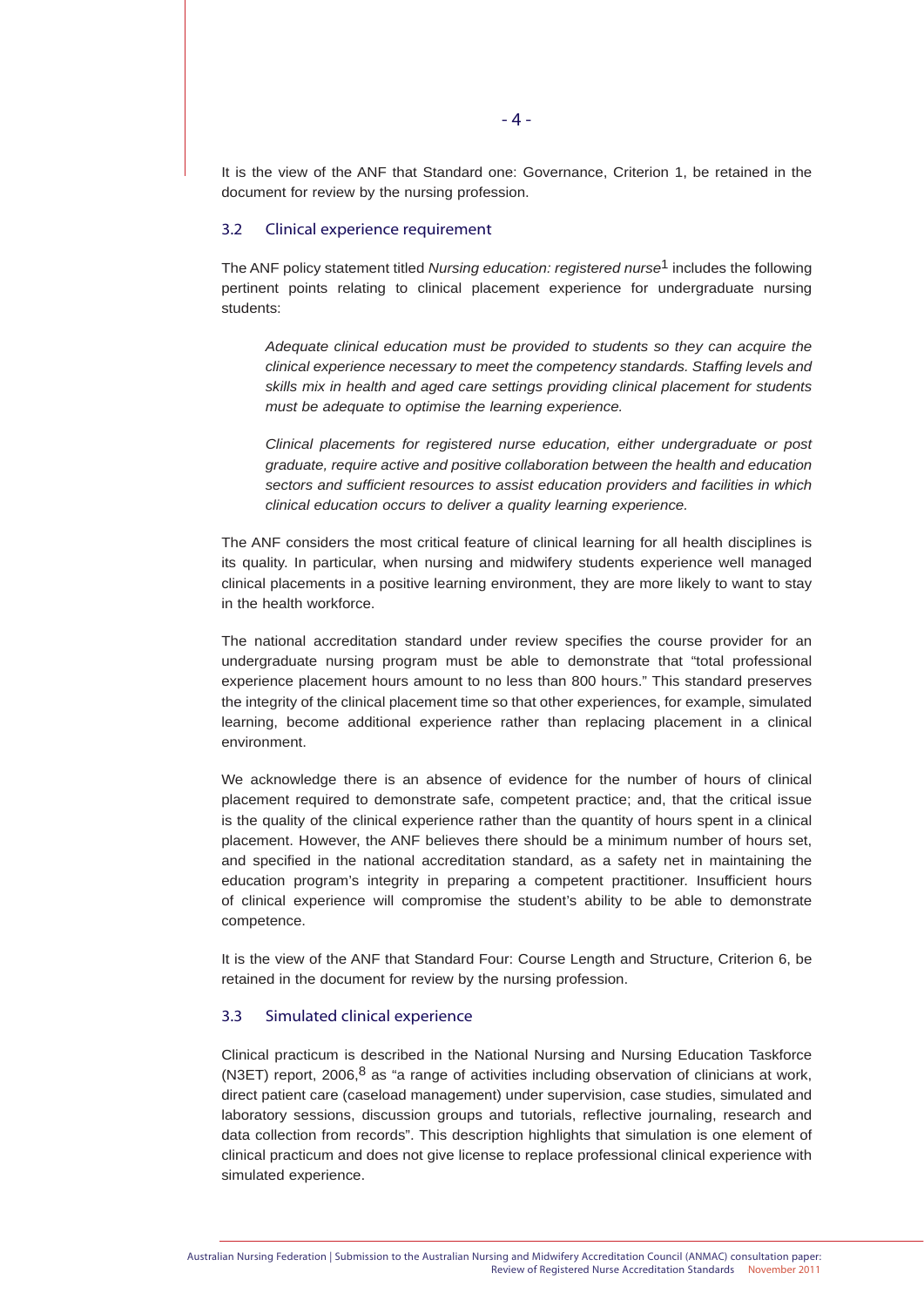It is the view of the ANF that Standard one: Governance, Criterion 1, be retained in the document for review by the nursing profession.

### 3.2 Clinical experience requirement

The ANF policy statement titled *Nursing education: registered nurse*[1] includes the following pertinent points relating to clinical placement experience for undergraduate nursing students:

> *Adequate clinical education must be provided to students so they can acquire the clinical experience necessary to meet the competency standards. Staffing levels and skills mix in health and aged care settings providing clinical placement for students must be adequate to optimise the learning experience.*
>
> *Clinical placements for registered nurse education, either undergraduate or post graduate, require active and positive collaboration between the health and education sectors and sufficient resources to assist education providers and facilities in which clinical education occurs to deliver a quality learning experience.*

The ANF considers the most critical feature of clinical learning for all health disciplines is its quality. In particular, when nursing and midwifery students experience well managed clinical placements in a positive learning environment, they are more likely to want to stay in the health workforce.

The national accreditation standard under review specifies the course provider for an undergraduate nursing program must be able to demonstrate that "total professional experience placement hours amount to no less than 800 hours." This standard preserves the integrity of the clinical placement time so that other experiences, for example, simulated learning, become additional experience rather than replacing placement in a clinical environment.

We acknowledge there is an absence of evidence for the number of hours of clinical placement required to demonstrate safe, competent practice; and, that the critical issue is the quality of the clinical experience rather than the quantity of hours spent in a clinical placement. However, the ANF believes there should be a minimum number of hours set, and specified in the national accreditation standard, as a safety net in maintaining the education program's integrity in preparing a competent practitioner. Insufficient hours of clinical experience will compromise the student's ability to be able to demonstrate competence.

It is the view of the ANF that Standard Four: Course Length and Structure, Criterion 6, be retained in the document for review by the nursing profession.

### 3.3 Simulated clinical experience

Clinical practicum is described in the National Nursing and Nursing Education Taskforce (N3ET) report, 2006,[8] as "a range of activities including observation of clinicians at work, direct patient care (caseload management) under supervision, case studies, simulated and laboratory sessions, discussion groups and tutorials, reflective journaling, research and data collection from records". This description highlights that simulation is one element of clinical practicum and does not give license to replace professional clinical experience with simulated experience.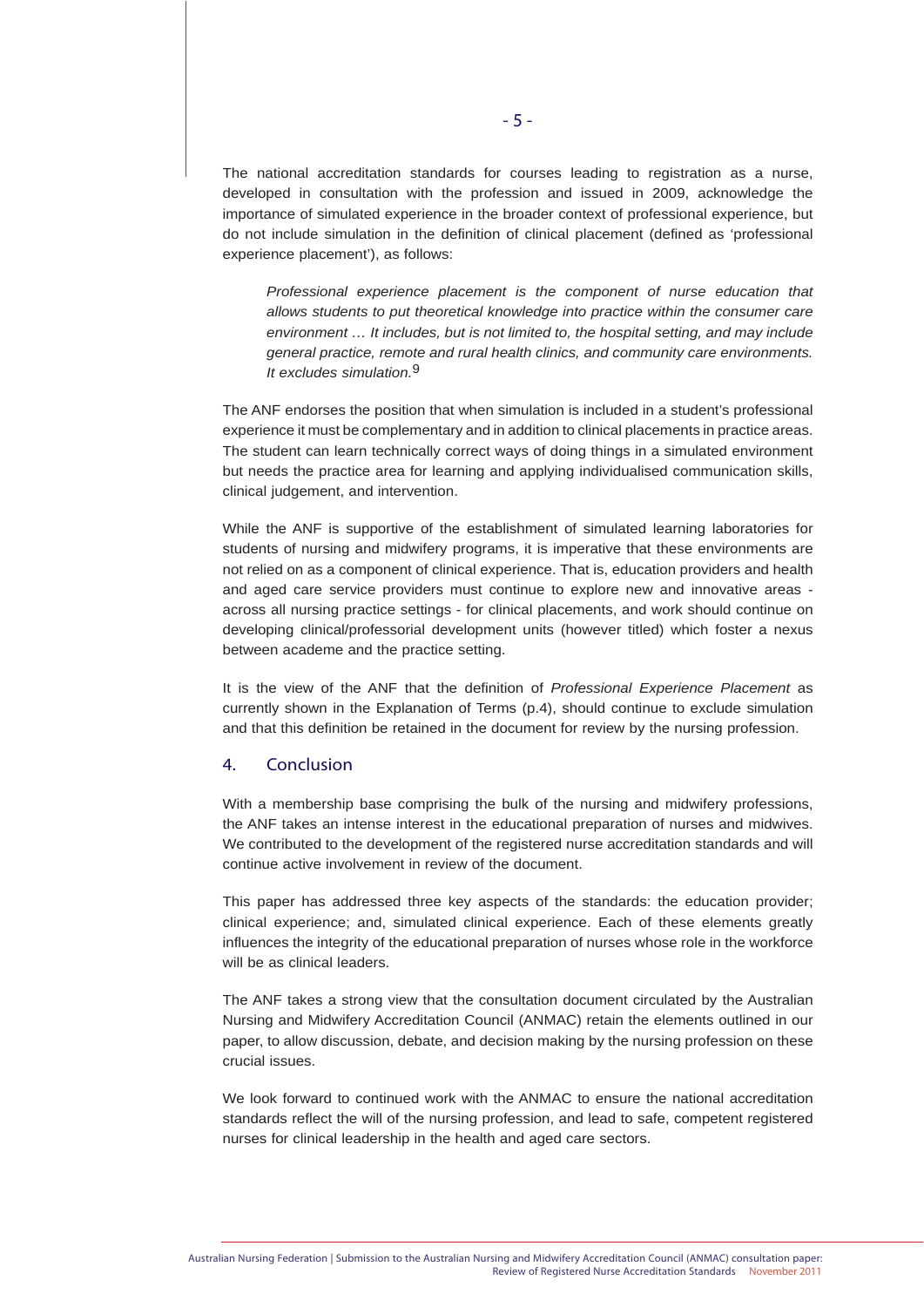The national accreditation standards for courses leading to registration as a nurse, developed in consultation with the profession and issued in 2009, acknowledge the importance of simulated experience in the broader context of professional experience, but do not include simulation in the definition of clinical placement (defined as 'professional experience placement'), as follows:

> *Professional experience placement is the component of nurse education that allows students to put theoretical knowledge into practice within the consumer care environment … It includes, but is not limited to, the hospital setting, and may include general practice, remote and rural health clinics, and community care environments. It excludes simulation.*[9]

The ANF endorses the position that when simulation is included in a student's professional experience it must be complementary and in addition to clinical placements in practice areas. The student can learn technically correct ways of doing things in a simulated environment but needs the practice area for learning and applying individualised communication skills, clinical judgement, and intervention.

While the ANF is supportive of the establishment of simulated learning laboratories for students of nursing and midwifery programs, it is imperative that these environments are not relied on as a component of clinical experience. That is, education providers and health and aged care service providers must continue to explore new and innovative areas - across all nursing practice settings - for clinical placements, and work should continue on developing clinical/professorial development units (however titled) which foster a nexus between academe and the practice setting.

It is the view of the ANF that the definition of *Professional Experience Placement* as currently shown in the Explanation of Terms (p.4), should continue to exclude simulation and that this definition be retained in the document for review by the nursing profession.

## 4. Conclusion

With a membership base comprising the bulk of the nursing and midwifery professions, the ANF takes an intense interest in the educational preparation of nurses and midwives. We contributed to the development of the registered nurse accreditation standards and will continue active involvement in review of the document.

This paper has addressed three key aspects of the standards: the education provider; clinical experience; and, simulated clinical experience. Each of these elements greatly influences the integrity of the educational preparation of nurses whose role in the workforce will be as clinical leaders.

The ANF takes a strong view that the consultation document circulated by the Australian Nursing and Midwifery Accreditation Council (ANMAC) retain the elements outlined in our paper, to allow discussion, debate, and decision making by the nursing profession on these crucial issues.

We look forward to continued work with the ANMAC to ensure the national accreditation standards reflect the will of the nursing profession, and lead to safe, competent registered nurses for clinical leadership in the health and aged care sectors.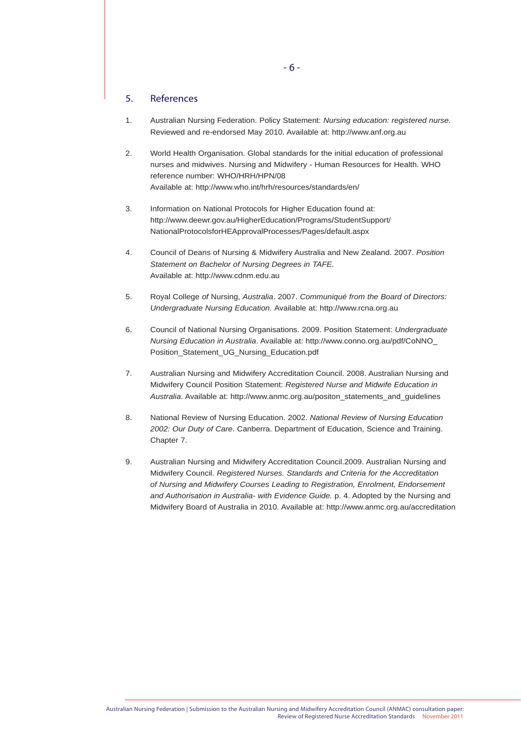## 5. References

1. Australian Nursing Federation. Policy Statement: *Nursing education: registered nurse.* Reviewed and re-endorsed May 2010. Available at: http://www.anf.org.au

2. World Health Organisation. Global standards for the initial education of professional nurses and midwives. Nursing and Midwifery - Human Resources for Health. WHO reference number: WHO/HRH/HPN/08
Available at: http://www.who.int/hrh/resources/standards/en/

3. Information on National Protocols for Higher Education found at: http://www.deewr.gov.au/HigherEducation/Programs/StudentSupport/NationalProtocolsforHEApprovalProcesses/Pages/default.aspx

4. Council of Deans of Nursing & Midwifery Australia and New Zealand. 2007. *Position Statement on Bachelor of Nursing Degrees in TAFE.*
Available at: http://www.cdnm.edu.au

5. Royal College *of* Nursing, *Australia*. 2007. *Communiqué from the Board of Directors: Undergraduate Nursing Education.* Available at: http://www.rcna.org.au

6. Council of National Nursing Organisations. 2009. Position Statement: *Undergraduate Nursing Education in Australia*. Available at: http://www.conno.org.au/pdf/CoNNO_Position_Statement_UG_Nursing_Education.pdf

7. Australian Nursing and Midwifery Accreditation Council. 2008. Australian Nursing and Midwifery Council Position Statement: *Registered Nurse and Midwife Education in Australia*. Available at: http://www.anmc.org.au/positon_statements_and_guidelines

8. National Review of Nursing Education. 2002. *National Review of Nursing Education 2002: Our Duty of Care*. Canberra. Department of Education, Science and Training. Chapter 7.

9. Australian Nursing and Midwifery Accreditation Council.2009. Australian Nursing and Midwifery Council. *Registered Nurses. Standards and Criteria for the Accreditation of Nursing and Midwifery Courses Leading to Registration, Enrolment, Endorsement and Authorisation in Australia- with Evidence Guide.* p. 4. Adopted by the Nursing and Midwifery Board of Australia in 2010. Available at: http://www.anmc.org.au/accreditation